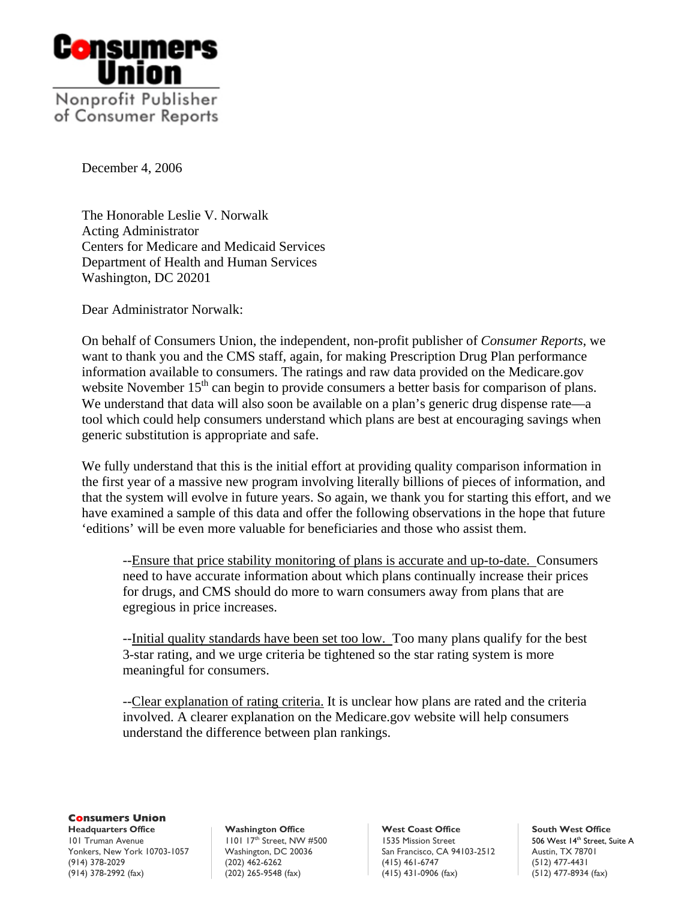**Consumers Union**

Nonprofit Publisher of Consumer Reports

December 4, 2006

The Honorable Leslie V. Norwalk
Acting Administrator
Centers for Medicare and Medicaid Services
Department of Health and Human Services
Washington, DC 20201

Dear Administrator Norwalk:

On behalf of Consumers Union, the independent, non-profit publisher of *Consumer Reports*, we want to thank you and the CMS staff, again, for making Prescription Drug Plan performance information available to consumers. The ratings and raw data provided on the Medicare.gov website November 15th can begin to provide consumers a better basis for comparison of plans. We understand that data will also soon be available on a plan's generic drug dispense rate—a tool which could help consumers understand which plans are best at encouraging savings when generic substitution is appropriate and safe.

We fully understand that this is the initial effort at providing quality comparison information in the first year of a massive new program involving literally billions of pieces of information, and that the system will evolve in future years. So again, we thank you for starting this effort, and we have examined a sample of this data and offer the following observations in the hope that future 'editions' will be even more valuable for beneficiaries and those who assist them.

--Ensure that price stability monitoring of plans is accurate and up-to-date. Consumers need to have accurate information about which plans continually increase their prices for drugs, and CMS should do more to warn consumers away from plans that are egregious in price increases.

--Initial quality standards have been set too low. Too many plans qualify for the best 3-star rating, and we urge criteria be tightened so the star rating system is more meaningful for consumers.

--Clear explanation of rating criteria. It is unclear how plans are rated and the criteria involved. A clearer explanation on the Medicare.gov website will help consumers understand the difference between plan rankings.

**Consumers Union**

**Headquarters Office**
101 Truman Avenue
Yonkers, New York 10703-1057
(914) 378-2029
(914) 378-2992 (fax)

**Washington Office**
1101 17th Street, NW #500
Washington, DC 20036
(202) 462-6262
(202) 265-9548 (fax)

**West Coast Office**
1535 Mission Street
San Francisco, CA 94103-2512
(415) 461-6747
(415) 431-0906 (fax)

**South West Office**
506 West 14th Street, Suite A
Austin, TX 78701
(512) 477-4431
(512) 477-8934 (fax)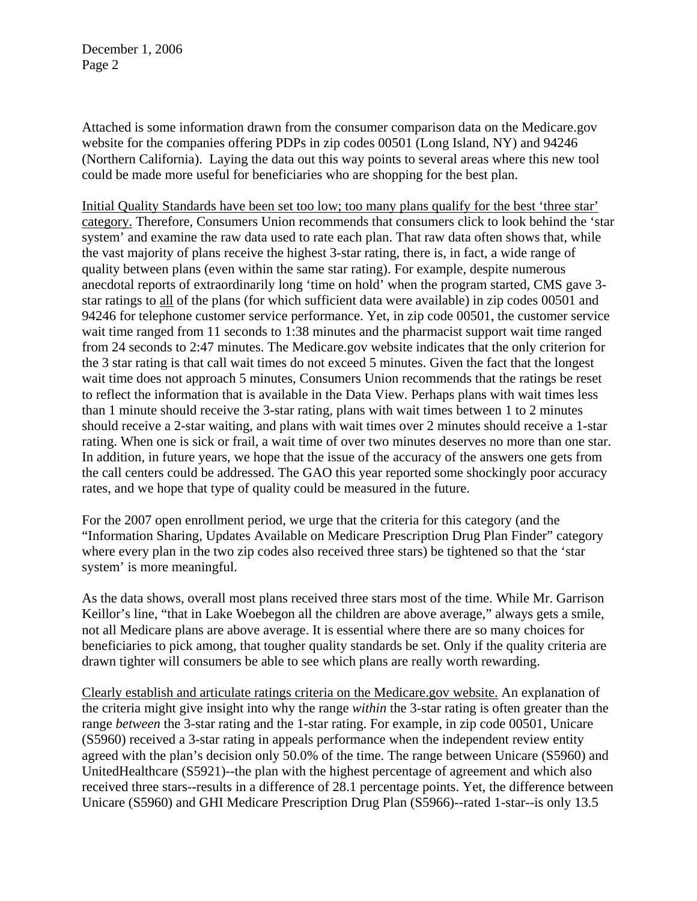Attached is some information drawn from the consumer comparison data on the Medicare.gov website for the companies offering PDPs in zip codes 00501 (Long Island, NY) and 94246 (Northern California). Laying the data out this way points to several areas where this new tool could be made more useful for beneficiaries who are shopping for the best plan.

Initial Quality Standards have been set too low; too many plans qualify for the best 'three star' category. Therefore, Consumers Union recommends that consumers click to look behind the 'star system' and examine the raw data used to rate each plan. That raw data often shows that, while the vast majority of plans receive the highest 3-star rating, there is, in fact, a wide range of quality between plans (even within the same star rating). For example, despite numerous anecdotal reports of extraordinarily long 'time on hold' when the program started, CMS gave 3-star ratings to all of the plans (for which sufficient data were available) in zip codes 00501 and 94246 for telephone customer service performance. Yet, in zip code 00501, the customer service wait time ranged from 11 seconds to 1:38 minutes and the pharmacist support wait time ranged from 24 seconds to 2:47 minutes. The Medicare.gov website indicates that the only criterion for the 3 star rating is that call wait times do not exceed 5 minutes. Given the fact that the longest wait time does not approach 5 minutes, Consumers Union recommends that the ratings be reset to reflect the information that is available in the Data View. Perhaps plans with wait times less than 1 minute should receive the 3-star rating, plans with wait times between 1 to 2 minutes should receive a 2-star waiting, and plans with wait times over 2 minutes should receive a 1-star rating. When one is sick or frail, a wait time of over two minutes deserves no more than one star. In addition, in future years, we hope that the issue of the accuracy of the answers one gets from the call centers could be addressed. The GAO this year reported some shockingly poor accuracy rates, and we hope that type of quality could be measured in the future.

For the 2007 open enrollment period, we urge that the criteria for this category (and the "Information Sharing, Updates Available on Medicare Prescription Drug Plan Finder" category where every plan in the two zip codes also received three stars) be tightened so that the 'star system' is more meaningful.

As the data shows, overall most plans received three stars most of the time. While Mr. Garrison Keillor's line, "that in Lake Woebegon all the children are above average," always gets a smile, not all Medicare plans are above average. It is essential where there are so many choices for beneficiaries to pick among, that tougher quality standards be set. Only if the quality criteria are drawn tighter will consumers be able to see which plans are really worth rewarding.

Clearly establish and articulate ratings criteria on the Medicare.gov website. An explanation of the criteria might give insight into why the range *within* the 3-star rating is often greater than the range *between* the 3-star rating and the 1-star rating. For example, in zip code 00501, Unicare (S5960) received a 3-star rating in appeals performance when the independent review entity agreed with the plan's decision only 50.0% of the time. The range between Unicare (S5960) and UnitedHealthcare (S5921)--the plan with the highest percentage of agreement and which also received three stars--results in a difference of 28.1 percentage points. Yet, the difference between Unicare (S5960) and GHI Medicare Prescription Drug Plan (S5966)--rated 1-star--is only 13.5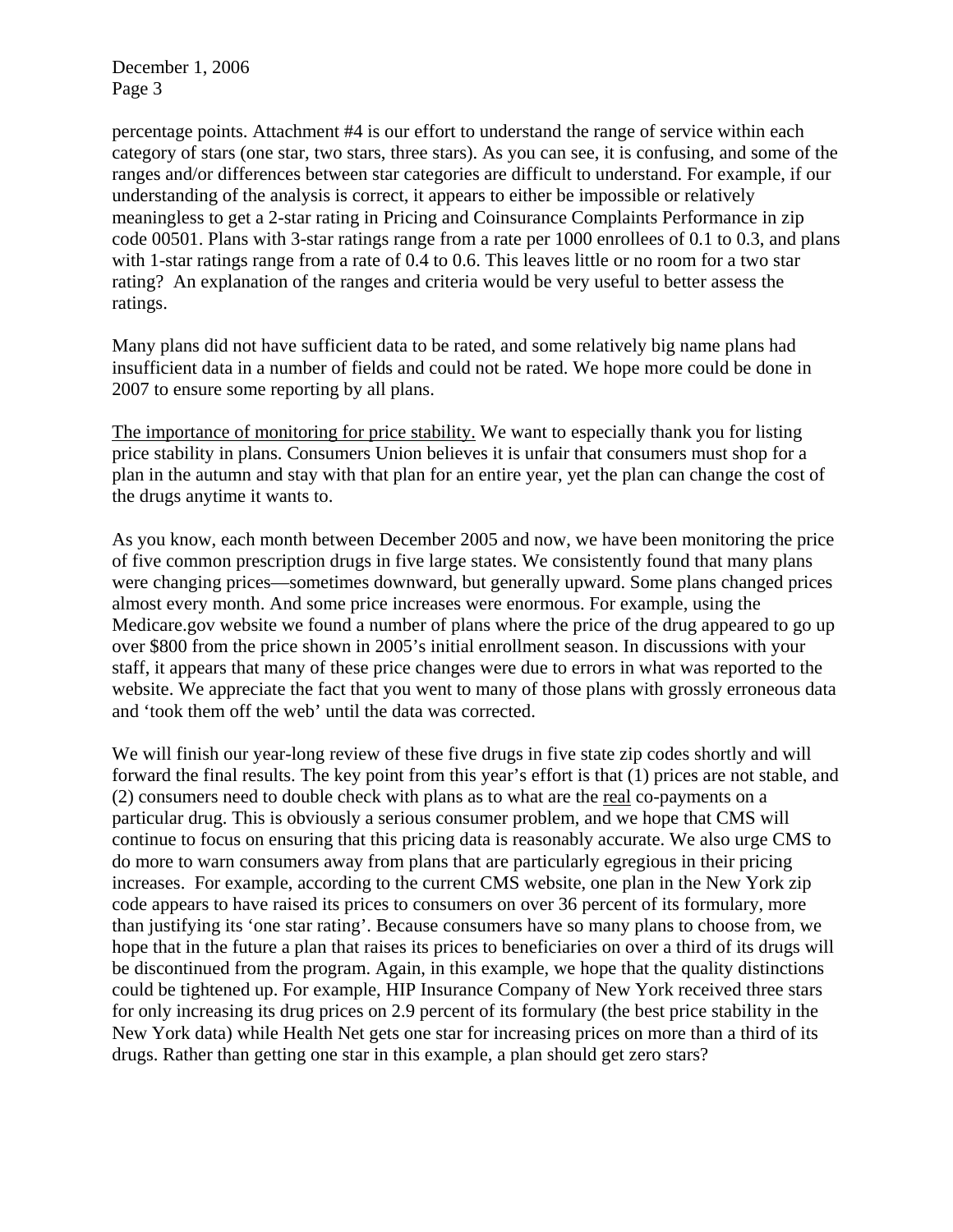percentage points. Attachment #4 is our effort to understand the range of service within each category of stars (one star, two stars, three stars). As you can see, it is confusing, and some of the ranges and/or differences between star categories are difficult to understand. For example, if our understanding of the analysis is correct, it appears to either be impossible or relatively meaningless to get a 2-star rating in Pricing and Coinsurance Complaints Performance in zip code 00501. Plans with 3-star ratings range from a rate per 1000 enrollees of 0.1 to 0.3, and plans with 1-star ratings range from a rate of 0.4 to 0.6. This leaves little or no room for a two star rating? An explanation of the ranges and criteria would be very useful to better assess the ratings.

Many plans did not have sufficient data to be rated, and some relatively big name plans had insufficient data in a number of fields and could not be rated. We hope more could be done in 2007 to ensure some reporting by all plans.

<u>The importance of monitoring for price stability.</u> We want to especially thank you for listing price stability in plans. Consumers Union believes it is unfair that consumers must shop for a plan in the autumn and stay with that plan for an entire year, yet the plan can change the cost of the drugs anytime it wants to.

As you know, each month between December 2005 and now, we have been monitoring the price of five common prescription drugs in five large states. We consistently found that many plans were changing prices—sometimes downward, but generally upward. Some plans changed prices almost every month. And some price increases were enormous. For example, using the Medicare.gov website we found a number of plans where the price of the drug appeared to go up over $800 from the price shown in 2005's initial enrollment season. In discussions with your staff, it appears that many of these price changes were due to errors in what was reported to the website. We appreciate the fact that you went to many of those plans with grossly erroneous data and 'took them off the web' until the data was corrected.

We will finish our year-long review of these five drugs in five state zip codes shortly and will forward the final results. The key point from this year's effort is that (1) prices are not stable, and (2) consumers need to double check with plans as to what are the <u>real</u> co-payments on a particular drug. This is obviously a serious consumer problem, and we hope that CMS will continue to focus on ensuring that this pricing data is reasonably accurate. We also urge CMS to do more to warn consumers away from plans that are particularly egregious in their pricing increases. For example, according to the current CMS website, one plan in the New York zip code appears to have raised its prices to consumers on over 36 percent of its formulary, more than justifying its 'one star rating'. Because consumers have so many plans to choose from, we hope that in the future a plan that raises its prices to beneficiaries on over a third of its drugs will be discontinued from the program. Again, in this example, we hope that the quality distinctions could be tightened up. For example, HIP Insurance Company of New York received three stars for only increasing its drug prices on 2.9 percent of its formulary (the best price stability in the New York data) while Health Net gets one star for increasing prices on more than a third of its drugs. Rather than getting one star in this example, a plan should get zero stars?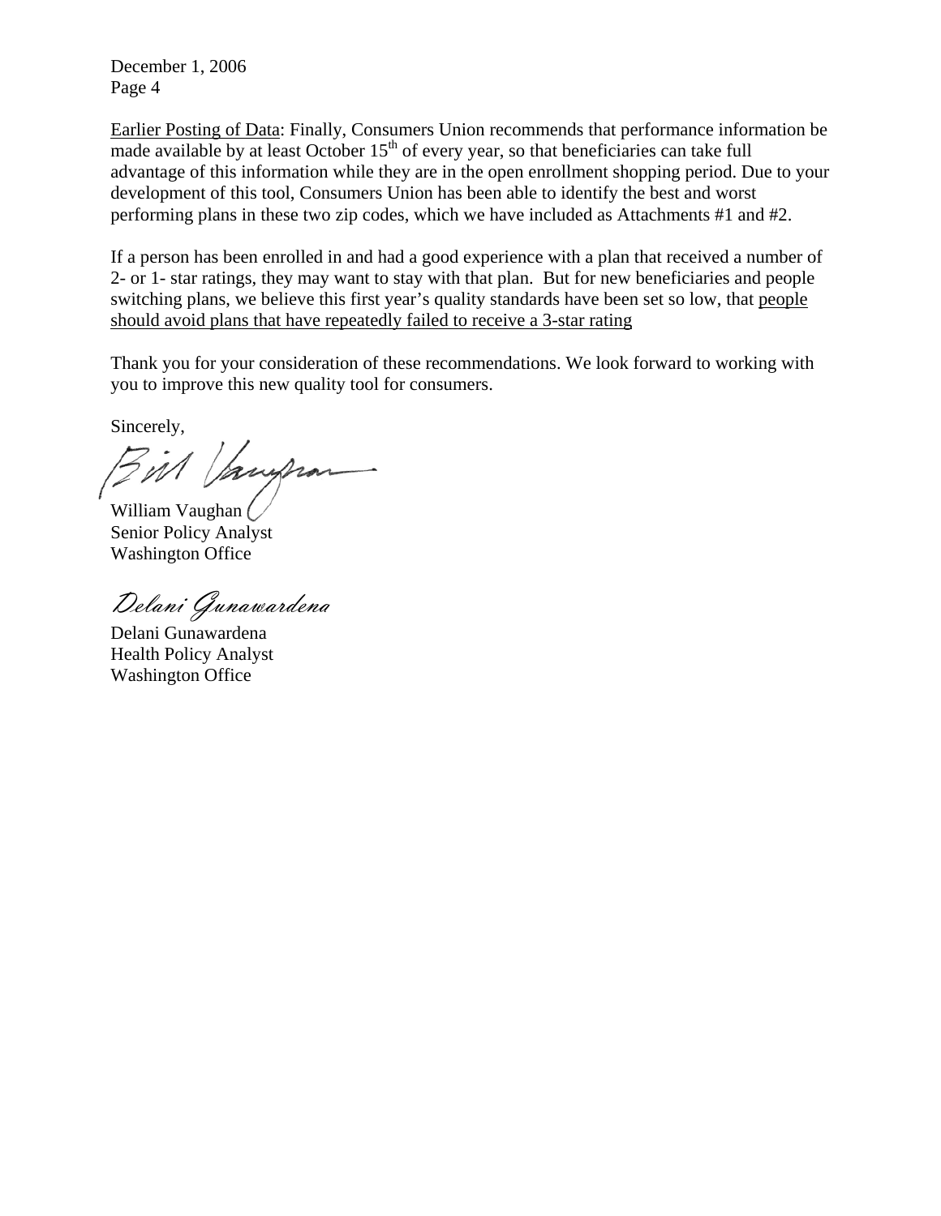Earlier Posting of Data: Finally, Consumers Union recommends that performance information be made available by at least October 15th of every year, so that beneficiaries can take full advantage of this information while they are in the open enrollment shopping period. Due to your development of this tool, Consumers Union has been able to identify the best and worst performing plans in these two zip codes, which we have included as Attachments #1 and #2.

If a person has been enrolled in and had a good experience with a plan that received a number of 2- or 1- star ratings, they may want to stay with that plan. But for new beneficiaries and people switching plans, we believe this first year's quality standards have been set so low, that people should avoid plans that have repeatedly failed to receive a 3-star rating

Thank you for your consideration of these recommendations. We look forward to working with you to improve this new quality tool for consumers.

Sincerely,

Bill Vaughan

William Vaughan
Senior Policy Analyst
Washington Office

Delani Gunawardena

Delani Gunawardena
Health Policy Analyst
Washington Office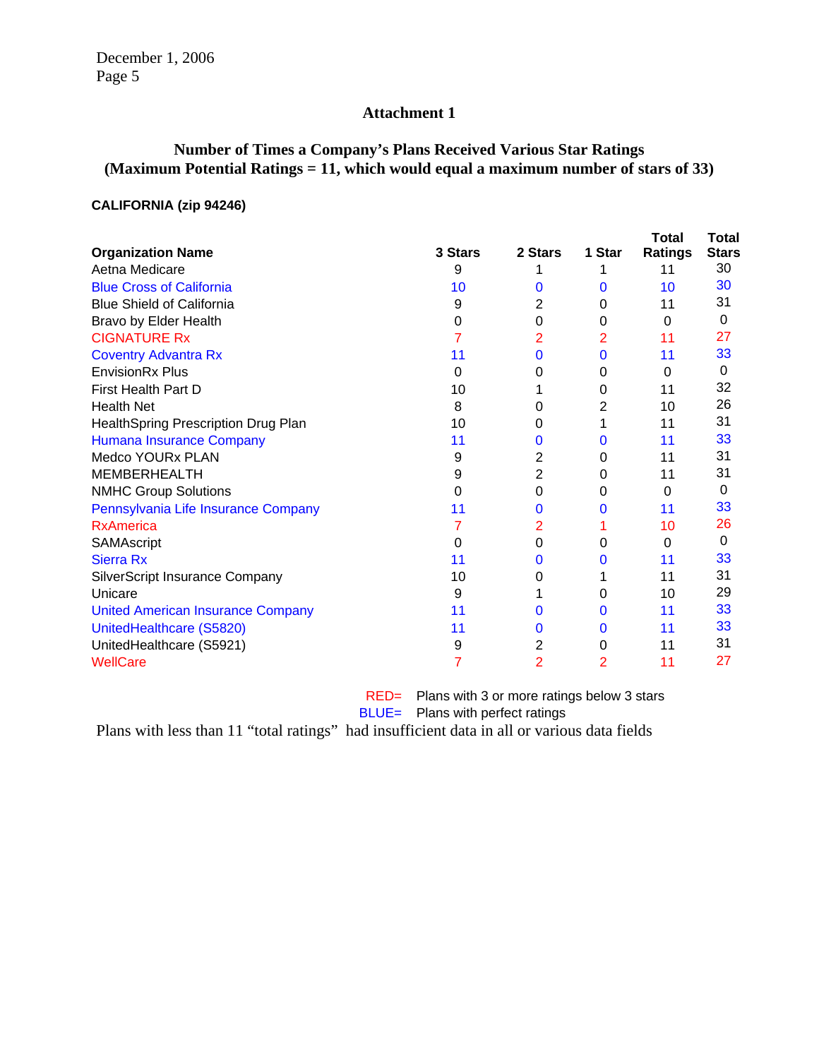## Attachment 1

### Number of Times a Company's Plans Received Various Star Ratings (Maximum Potential Ratings = 11, which would equal a maximum number of stars of 33)

**CALIFORNIA (zip 94246)**

| Organization Name | 3 Stars | 2 Stars | 1 Star | Total Ratings | Total Stars |
|---|---|---|---|---|---|
| Aetna Medicare | 9 | 1 | 1 | 11 | 30 |
| Blue Cross of California | 10 | 0 | 0 | 10 | 30 |
| Blue Shield of California | 9 | 2 | 0 | 11 | 31 |
| Bravo by Elder Health | 0 | 0 | 0 | 0 | 0 |
| CIGNATURE Rx | 7 | 2 | 2 | 11 | 27 |
| Coventry Advantra Rx | 11 | 0 | 0 | 11 | 33 |
| EnvisionRx Plus | 0 | 0 | 0 | 0 | 0 |
| First Health Part D | 10 | 1 | 0 | 11 | 32 |
| Health Net | 8 | 0 | 2 | 10 | 26 |
| HealthSpring Prescription Drug Plan | 10 | 0 | 1 | 11 | 31 |
| Humana Insurance Company | 11 | 0 | 0 | 11 | 33 |
| Medco YOURx PLAN | 9 | 2 | 0 | 11 | 31 |
| MEMBERHEALTH | 9 | 2 | 0 | 11 | 31 |
| NMHC Group Solutions | 0 | 0 | 0 | 0 | 0 |
| Pennsylvania Life Insurance Company | 11 | 0 | 0 | 11 | 33 |
| RxAmerica | 7 | 2 | 1 | 10 | 26 |
| SAMAscript | 0 | 0 | 0 | 0 | 0 |
| Sierra Rx | 11 | 0 | 0 | 11 | 33 |
| SilverScript Insurance Company | 10 | 0 | 1 | 11 | 31 |
| Unicare | 9 | 1 | 0 | 10 | 29 |
| United American Insurance Company | 11 | 0 | 0 | 11 | 33 |
| UnitedHealthcare (S5820) | 11 | 0 | 0 | 11 | 33 |
| UnitedHealthcare (S5921) | 9 | 2 | 0 | 11 | 31 |
| WellCare | 7 | 2 | 2 | 11 | 27 |

RED= Plans with 3 or more ratings below 3 stars
BLUE= Plans with perfect ratings

Plans with less than 11 "total ratings" had insufficient data in all or various data fields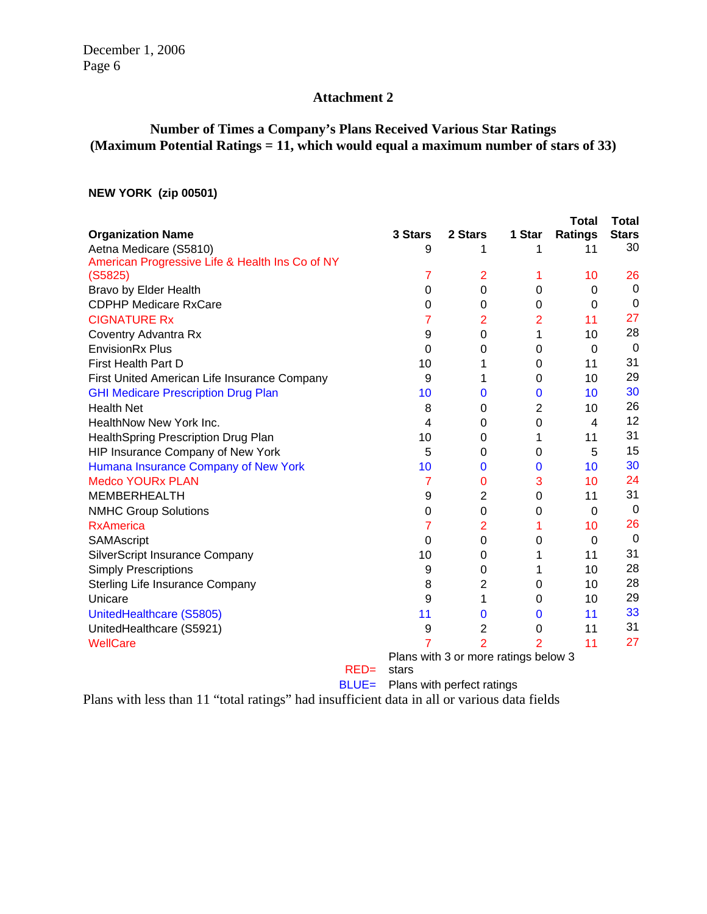December 1, 2006

## Attachment 2

### Number of Times a Company's Plans Received Various Star Ratings (Maximum Potential Ratings = 11, which would equal a maximum number of stars of 33)

**NEW YORK (zip 00501)**

| Organization Name | 3 Stars | 2 Stars | 1 Star | Total Ratings | Total Stars |
|---|---|---|---|---|---|
| Aetna Medicare (S5810) | 9 | 1 | 1 | 11 | 30 |
| American Progressive Life & Health Ins Co of NY (S5825) | 7 | 2 | 1 | 10 | 26 |
| Bravo by Elder Health | 0 | 0 | 0 | 0 | 0 |
| CDPHP Medicare RxCare | 0 | 0 | 0 | 0 | 0 |
| CIGNATURE Rx | 7 | 2 | 2 | 11 | 27 |
| Coventry Advantra Rx | 9 | 0 | 1 | 10 | 28 |
| EnvisionRx Plus | 0 | 0 | 0 | 0 | 0 |
| First Health Part D | 10 | 1 | 0 | 11 | 31 |
| First United American Life Insurance Company | 9 | 1 | 0 | 10 | 29 |
| GHI Medicare Prescription Drug Plan | 10 | 0 | 0 | 10 | 30 |
| Health Net | 8 | 0 | 2 | 10 | 26 |
| HealthNow New York Inc. | 4 | 0 | 0 | 4 | 12 |
| HealthSpring Prescription Drug Plan | 10 | 0 | 1 | 11 | 31 |
| HIP Insurance Company of New York | 5 | 0 | 0 | 5 | 15 |
| Humana Insurance Company of New York | 10 | 0 | 0 | 10 | 30 |
| Medco YOURx PLAN | 7 | 0 | 3 | 10 | 24 |
| MEMBERHEALTH | 9 | 2 | 0 | 11 | 31 |
| NMHC Group Solutions | 0 | 0 | 0 | 0 | 0 |
| RxAmerica | 7 | 2 | 1 | 10 | 26 |
| SAMAscript | 0 | 0 | 0 | 0 | 0 |
| SilverScript Insurance Company | 10 | 0 | 1 | 11 | 31 |
| Simply Prescriptions | 9 | 0 | 1 | 10 | 28 |
| Sterling Life Insurance Company | 8 | 2 | 0 | 10 | 28 |
| Unicare | 9 | 1 | 0 | 10 | 29 |
| UnitedHealthcare (S5805) | 11 | 0 | 0 | 11 | 33 |
| UnitedHealthcare (S5921) | 9 | 2 | 0 | 11 | 31 |
| WellCare | 7 | 2 | 2 | 11 | 27 |

RED= Plans with 3 or more ratings below 3 stars

BLUE= Plans with perfect ratings

Plans with less than 11 "total ratings" had insufficient data in all or various data fields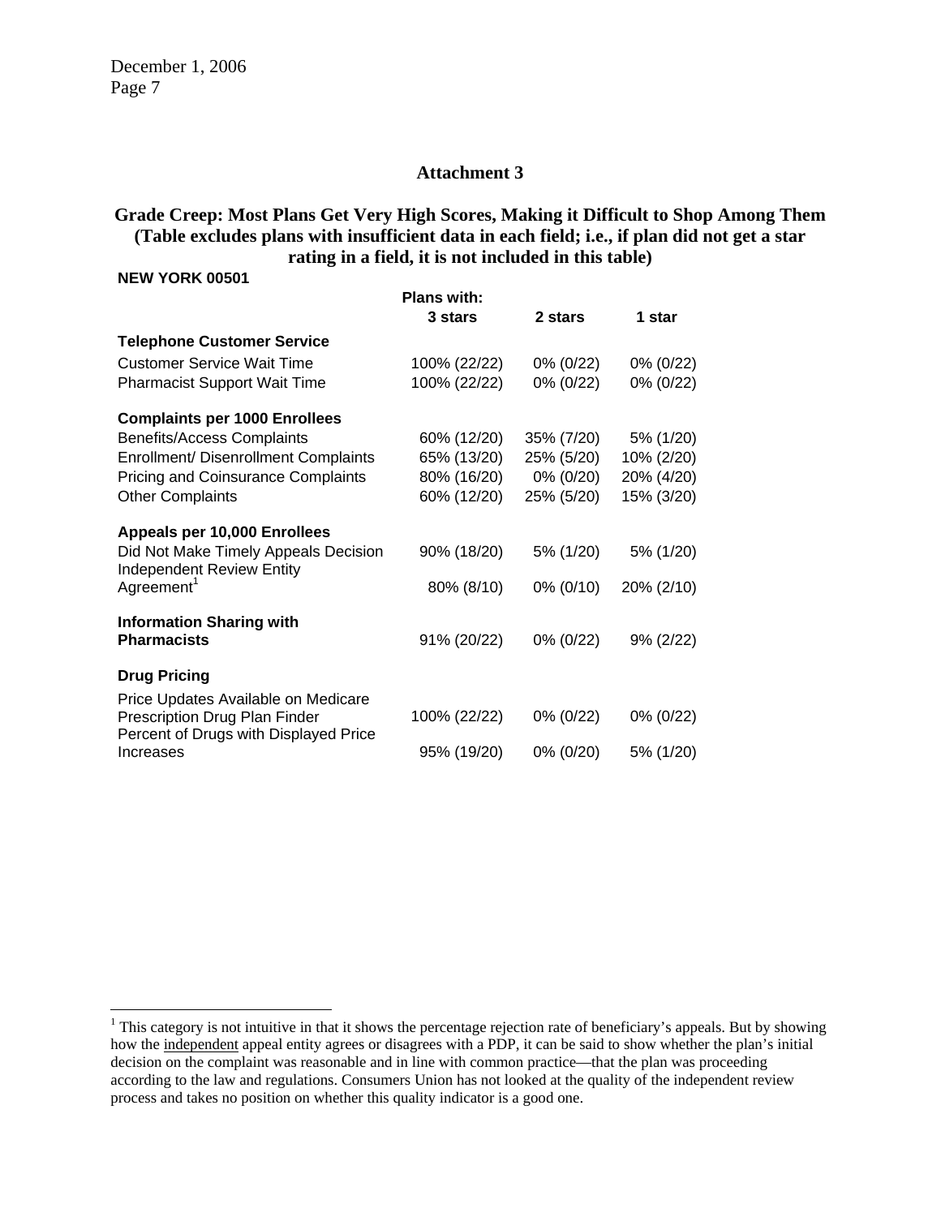## Attachment 3

### Grade Creep: Most Plans Get Very High Scores, Making it Difficult to Shop Among Them (Table excludes plans with insufficient data in each field; i.e., if plan did not get a star rating in a field, it is not included in this table)

**NEW YORK 00501**

| | Plans with: 3 stars | 2 stars | 1 star |
|---|---|---|---|
| **Telephone Customer Service** | | | |
| Customer Service Wait Time | 100% (22/22) | 0% (0/22) | 0% (0/22) |
| Pharmacist Support Wait Time | 100% (22/22) | 0% (0/22) | 0% (0/22) |
| **Complaints per 1000 Enrollees** | | | |
| Benefits/Access Complaints | 60% (12/20) | 35% (7/20) | 5% (1/20) |
| Enrollment/ Disenrollment Complaints | 65% (13/20) | 25% (5/20) | 10% (2/20) |
| Pricing and Coinsurance Complaints | 80% (16/20) | 0% (0/20) | 20% (4/20) |
| Other Complaints | 60% (12/20) | 25% (5/20) | 15% (3/20) |
| **Appeals per 10,000 Enrollees** | | | |
| Did Not Make Timely Appeals Decision | 90% (18/20) | 5% (1/20) | 5% (1/20) |
| Independent Review Entity Agreement[1] | 80% (8/10) | 0% (0/10) | 20% (2/10) |
| **Information Sharing with Pharmacists** | 91% (20/22) | 0% (0/22) | 9% (2/22) |
| **Drug Pricing** | | | |
| Price Updates Available on Medicare Prescription Drug Plan Finder | 100% (22/22) | 0% (0/22) | 0% (0/22) |
| Percent of Drugs with Displayed Price Increases | 95% (19/20) | 0% (0/20) | 5% (1/20) |

[1] This category is not intuitive in that it shows the percentage rejection rate of beneficiary's appeals. But by showing how the independent appeal entity agrees or disagrees with a PDP, it can be said to show whether the plan's initial decision on the complaint was reasonable and in line with common practice—that the plan was proceeding according to the law and regulations. Consumers Union has not looked at the quality of the independent review process and takes no position on whether this quality indicator is a good one.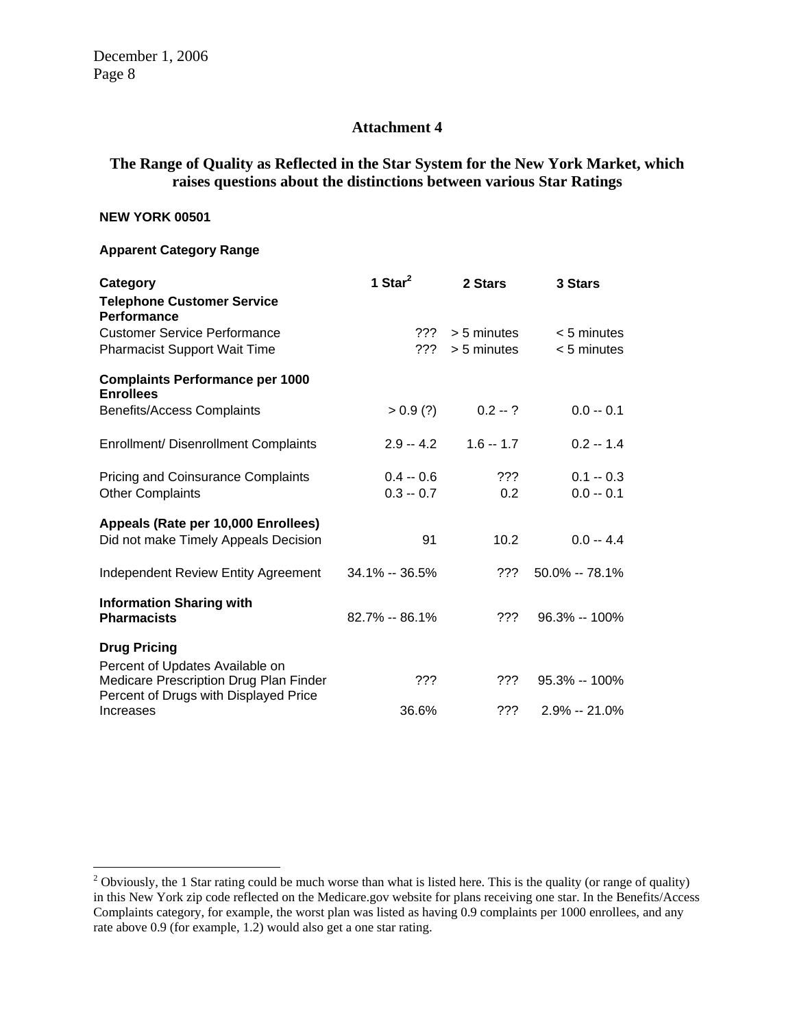## Attachment 4

## The Range of Quality as Reflected in the Star System for the New York Market, which raises questions about the distinctions between various Star Ratings

**NEW YORK 00501**

**Apparent Category Range**

| Category | 1 Star[2] | 2 Stars | 3 Stars |
|---|---|---|---|
| **Telephone Customer Service Performance** | | | |
| Customer Service Performance | ??? | > 5 minutes | < 5 minutes |
| Pharmacist Support Wait Time | ??? | > 5 minutes | < 5 minutes |
| **Complaints Performance per 1000 Enrollees** | | | |
| Benefits/Access Complaints | > 0.9 (?) | 0.2 -- ? | 0.0 -- 0.1 |
| Enrollment/ Disenrollment Complaints | 2.9 -- 4.2 | 1.6 -- 1.7 | 0.2 -- 1.4 |
| Pricing and Coinsurance Complaints | 0.4 -- 0.6 | ??? | 0.1 -- 0.3 |
| Other Complaints | 0.3 -- 0.7 | 0.2 | 0.0 -- 0.1 |
| **Appeals (Rate per 10,000 Enrollees)** | | | |
| Did not make Timely Appeals Decision | 91 | 10.2 | 0.0 -- 4.4 |
| Independent Review Entity Agreement | 34.1% -- 36.5% | ??? | 50.0% -- 78.1% |
| **Information Sharing with Pharmacists** | 82.7% -- 86.1% | ??? | 96.3% -- 100% |
| **Drug Pricing** | | | |
| Percent of Updates Available on Medicare Prescription Drug Plan Finder | ??? | ??? | 95.3% -- 100% |
| Percent of Drugs with Displayed Price Increases | 36.6% | ??? | 2.9% -- 21.0% |

[2] Obviously, the 1 Star rating could be much worse than what is listed here. This is the quality (or range of quality) in this New York zip code reflected on the Medicare.gov website for plans receiving one star. In the Benefits/Access Complaints category, for example, the worst plan was listed as having 0.9 complaints per 1000 enrollees, and any rate above 0.9 (for example, 1.2) would also get a one star rating.